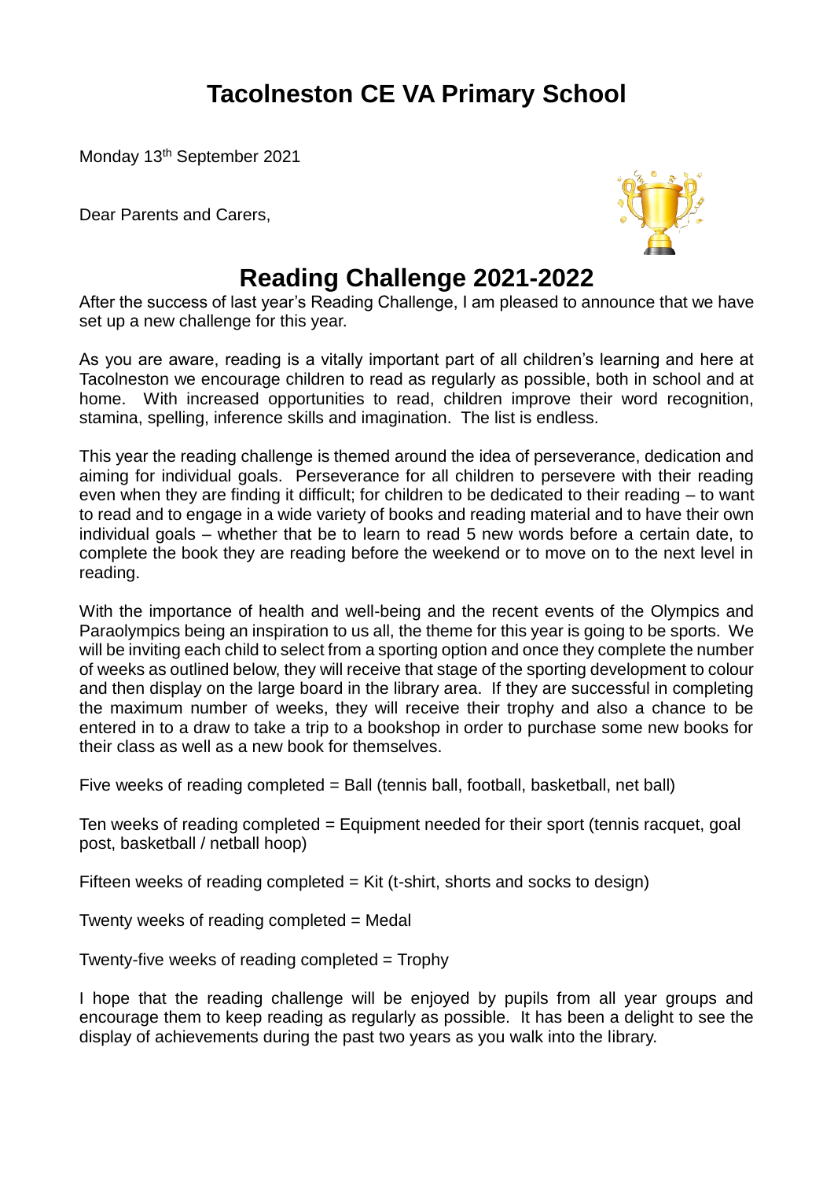# Tacolneston CE VA Primary School

Monday 13th September 2021

Dear Parents and Carers,

## Reading Challenge 2021-2022

After the success of last year's Reading Challenge, I am pleased to announce that we have set up a new challenge for this year.

As you are aware, reading is a vitally important part of all children's learning and here at Tacolneston we encourage children to read as regularly as possible, both in school and at home. With increased opportunities to read, children improve their word recognition, stamina, spelling, inference skills and imagination. The list is endless.

This year the reading challenge is themed around the idea of perseverance, dedication and aiming for individual goals. Perseverance for all children to persevere with their reading even when they are finding it difficult; for children to be dedicated to their reading – to want to read and to engage in a wide variety of books and reading material and to have their own individual goals – whether that be to learn to read 5 new words before a certain date, to complete the book they are reading before the weekend or to move on to the next level in reading.

With the importance of health and well-being and the recent events of the Olympics and Paraolympics being an inspiration to us all, the theme for this year is going to be sports. We will be inviting each child to select from a sporting option and once they complete the number of weeks as outlined below, they will receive that stage of the sporting development to colour and then display on the large board in the library area. If they are successful in completing the maximum number of weeks, they will receive their trophy and also a chance to be entered in to a draw to take a trip to a bookshop in order to purchase some new books for their class as well as a new book for themselves.

Five weeks of reading completed = Ball (tennis ball, football, basketball, net ball)

Ten weeks of reading completed = Equipment needed for their sport (tennis racquet, goal post, basketball / netball hoop)

Fifteen weeks of reading completed = Kit (t-shirt, shorts and socks to design)

Twenty weeks of reading completed = Medal

Twenty-five weeks of reading completed = Trophy

I hope that the reading challenge will be enjoyed by pupils from all year groups and encourage them to keep reading as regularly as possible. It has been a delight to see the display of achievements during the past two years as you walk into the library.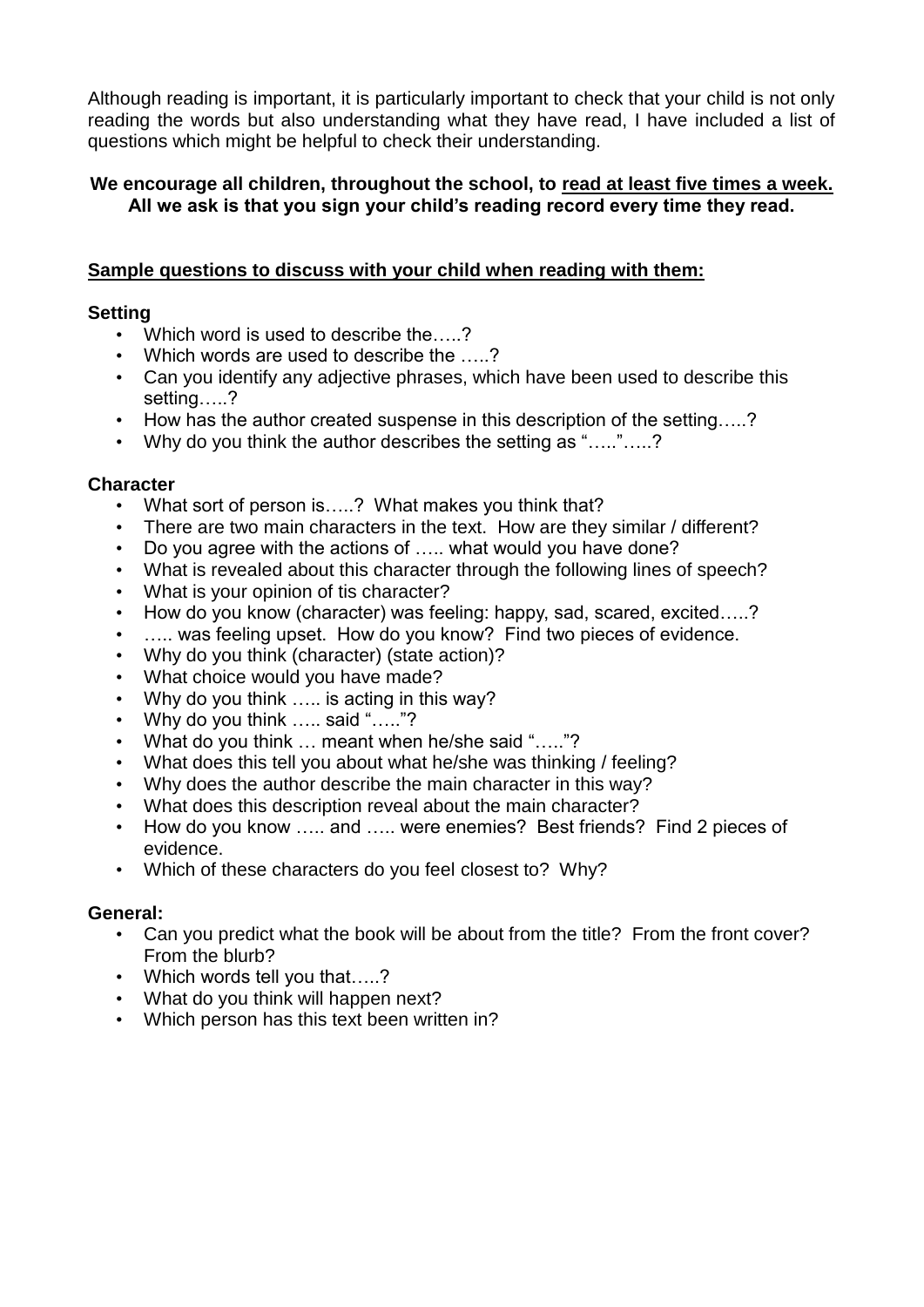Although reading is important, it is particularly important to check that your child is not only reading the words but also understanding what they have read, I have included a list of questions which might be helpful to check their understanding.

**We encourage all children, throughout the school, to <u>read at least five times a week.</u> All we ask is that you sign your child's reading record every time they read.**

**<u>Sample questions to discuss with your child when reading with them:</u>**

**Setting**

- Which word is used to describe the…..?
- Which words are used to describe the …..?
- Can you identify any adjective phrases, which have been used to describe this setting…..?
- How has the author created suspense in this description of the setting…..?
- Why do you think the author describes the setting as "….."…..?

**Character**

- What sort of person is…..? What makes you think that?
- There are two main characters in the text. How are they similar / different?
- Do you agree with the actions of ….. what would you have done?
- What is revealed about this character through the following lines of speech?
- What is your opinion of tis character?
- How do you know (character) was feeling: happy, sad, scared, excited…..?
- ….. was feeling upset. How do you know? Find two pieces of evidence.
- Why do you think (character) (state action)?
- What choice would you have made?
- Why do you think ….. is acting in this way?
- Why do you think ….. said "….."?
- What do you think … meant when he/she said "….."?
- What does this tell you about what he/she was thinking / feeling?
- Why does the author describe the main character in this way?
- What does this description reveal about the main character?
- How do you know ….. and ….. were enemies? Best friends? Find 2 pieces of evidence.
- Which of these characters do you feel closest to? Why?

**General:**

- Can you predict what the book will be about from the title? From the front cover? From the blurb?
- Which words tell you that…..?
- What do you think will happen next?
- Which person has this text been written in?